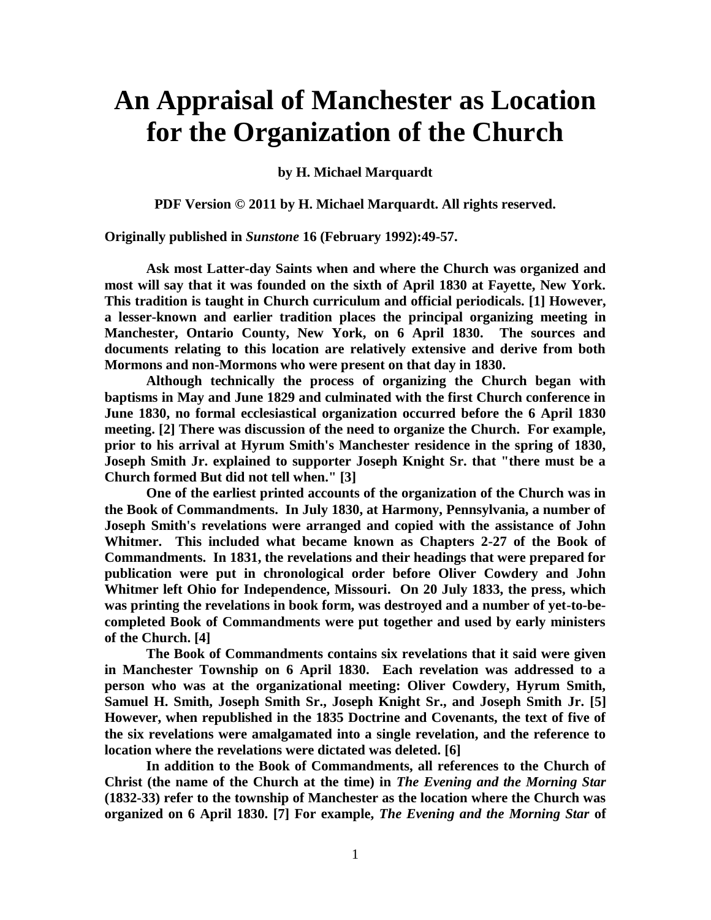# An Appraisal of Manchester as Location for the Organization of the Church

**by H. Michael Marquardt**

**PDF Version © 2011 by H. Michael Marquardt. All rights reserved.**

**Originally published in *Sunstone* 16 (February 1992):49-57.**

**Ask most Latter-day Saints when and where the Church was organized and most will say that it was founded on the sixth of April 1830 at Fayette, New York. This tradition is taught in Church curriculum and official periodicals. [1] However, a lesser-known and earlier tradition places the principal organizing meeting in Manchester, Ontario County, New York, on 6 April 1830. The sources and documents relating to this location are relatively extensive and derive from both Mormons and non-Mormons who were present on that day in 1830.**

**Although technically the process of organizing the Church began with baptisms in May and June 1829 and culminated with the first Church conference in June 1830, no formal ecclesiastical organization occurred before the 6 April 1830 meeting. [2] There was discussion of the need to organize the Church. For example, prior to his arrival at Hyrum Smith's Manchester residence in the spring of 1830, Joseph Smith Jr. explained to supporter Joseph Knight Sr. that "there must be a Church formed But did not tell when." [3]**

**One of the earliest printed accounts of the organization of the Church was in the Book of Commandments. In July 1830, at Harmony, Pennsylvania, a number of Joseph Smith's revelations were arranged and copied with the assistance of John Whitmer. This included what became known as Chapters 2-27 of the Book of Commandments. In 1831, the revelations and their headings that were prepared for publication were put in chronological order before Oliver Cowdery and John Whitmer left Ohio for Independence, Missouri. On 20 July 1833, the press, which was printing the revelations in book form, was destroyed and a number of yet-to-be-completed Book of Commandments were put together and used by early ministers of the Church. [4]**

**The Book of Commandments contains six revelations that it said were given in Manchester Township on 6 April 1830. Each revelation was addressed to a person who was at the organizational meeting: Oliver Cowdery, Hyrum Smith, Samuel H. Smith, Joseph Smith Sr., Joseph Knight Sr., and Joseph Smith Jr. [5] However, when republished in the 1835 Doctrine and Covenants, the text of five of the six revelations were amalgamated into a single revelation, and the reference to location where the revelations were dictated was deleted. [6]**

**In addition to the Book of Commandments, all references to the Church of Christ (the name of the Church at the time) in *The Evening and the Morning Star* (1832-33) refer to the township of Manchester as the location where the Church was organized on 6 April 1830. [7] For example, *The Evening and the Morning Star* of**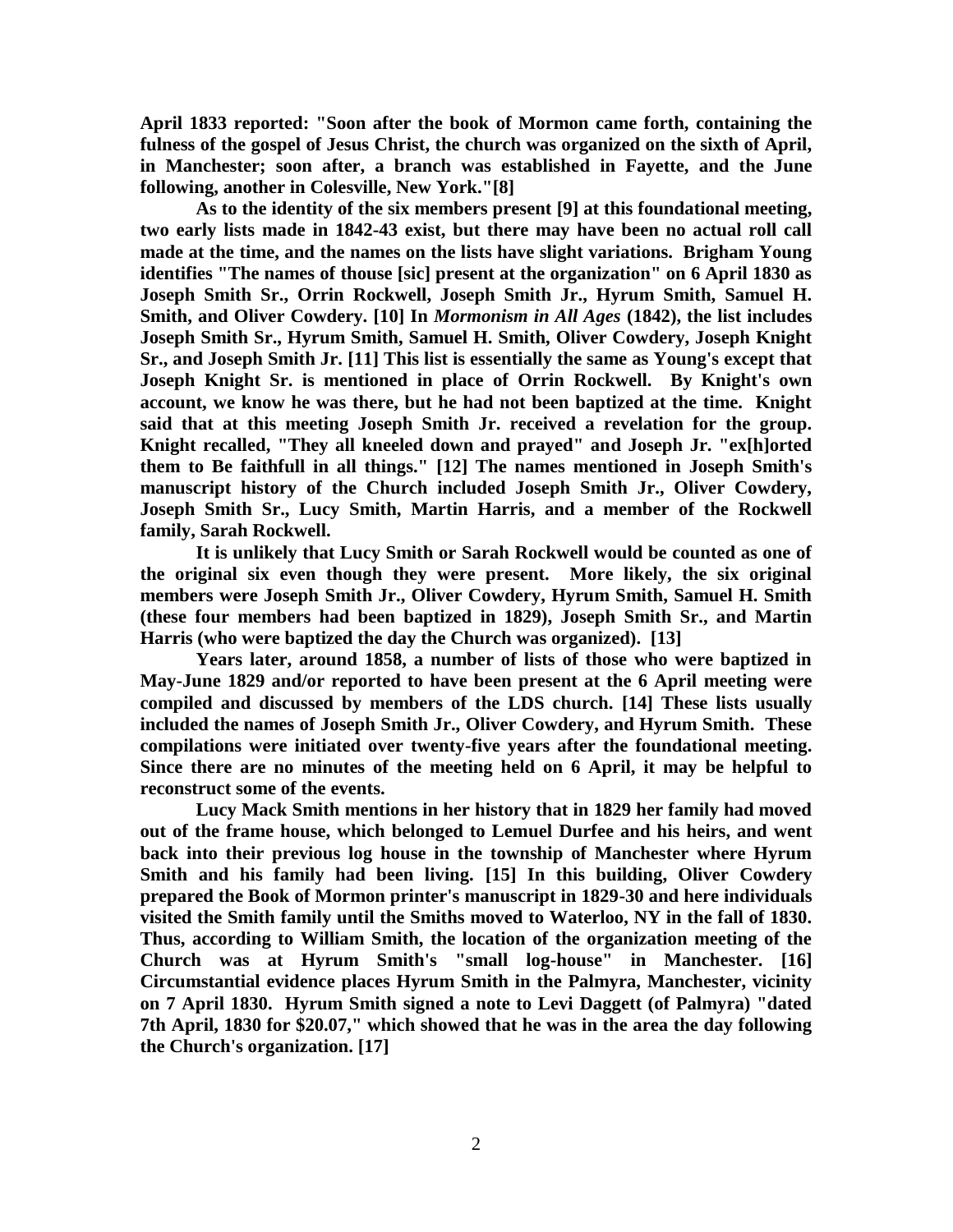April 1833 reported: "Soon after the book of Mormon came forth, containing the fulness of the gospel of Jesus Christ, the church was organized on the sixth of April, in Manchester; soon after, a branch was established in Fayette, and the June following, another in Colesville, New York."[8]

As to the identity of the six members present [9] at this foundational meeting, two early lists made in 1842-43 exist, but there may have been no actual roll call made at the time, and the names on the lists have slight variations. Brigham Young identifies "The names of thouse [sic] present at the organization" on 6 April 1830 as Joseph Smith Sr., Orrin Rockwell, Joseph Smith Jr., Hyrum Smith, Samuel H. Smith, and Oliver Cowdery. [10] In *Mormonism in All Ages* (1842), the list includes Joseph Smith Sr., Hyrum Smith, Samuel H. Smith, Oliver Cowdery, Joseph Knight Sr., and Joseph Smith Jr. [11] This list is essentially the same as Young's except that Joseph Knight Sr. is mentioned in place of Orrin Rockwell. By Knight's own account, we know he was there, but he had not been baptized at the time. Knight said that at this meeting Joseph Smith Jr. received a revelation for the group. Knight recalled, "They all kneeled down and prayed" and Joseph Jr. "ex[h]orted them to Be faithfull in all things." [12] The names mentioned in Joseph Smith's manuscript history of the Church included Joseph Smith Jr., Oliver Cowdery, Joseph Smith Sr., Lucy Smith, Martin Harris, and a member of the Rockwell family, Sarah Rockwell.

It is unlikely that Lucy Smith or Sarah Rockwell would be counted as one of the original six even though they were present. More likely, the six original members were Joseph Smith Jr., Oliver Cowdery, Hyrum Smith, Samuel H. Smith (these four members had been baptized in 1829), Joseph Smith Sr., and Martin Harris (who were baptized the day the Church was organized). [13]

Years later, around 1858, a number of lists of those who were baptized in May-June 1829 and/or reported to have been present at the 6 April meeting were compiled and discussed by members of the LDS church. [14] These lists usually included the names of Joseph Smith Jr., Oliver Cowdery, and Hyrum Smith. These compilations were initiated over twenty-five years after the foundational meeting. Since there are no minutes of the meeting held on 6 April, it may be helpful to reconstruct some of the events.

Lucy Mack Smith mentions in her history that in 1829 her family had moved out of the frame house, which belonged to Lemuel Durfee and his heirs, and went back into their previous log house in the township of Manchester where Hyrum Smith and his family had been living. [15] In this building, Oliver Cowdery prepared the Book of Mormon printer's manuscript in 1829-30 and here individuals visited the Smith family until the Smiths moved to Waterloo, NY in the fall of 1830. Thus, according to William Smith, the location of the organization meeting of the Church was at Hyrum Smith's "small log-house" in Manchester. [16] Circumstantial evidence places Hyrum Smith in the Palmyra, Manchester, vicinity on 7 April 1830. Hyrum Smith signed a note to Levi Daggett (of Palmyra) "dated 7th April, 1830 for $20.07," which showed that he was in the area the day following the Church's organization. [17]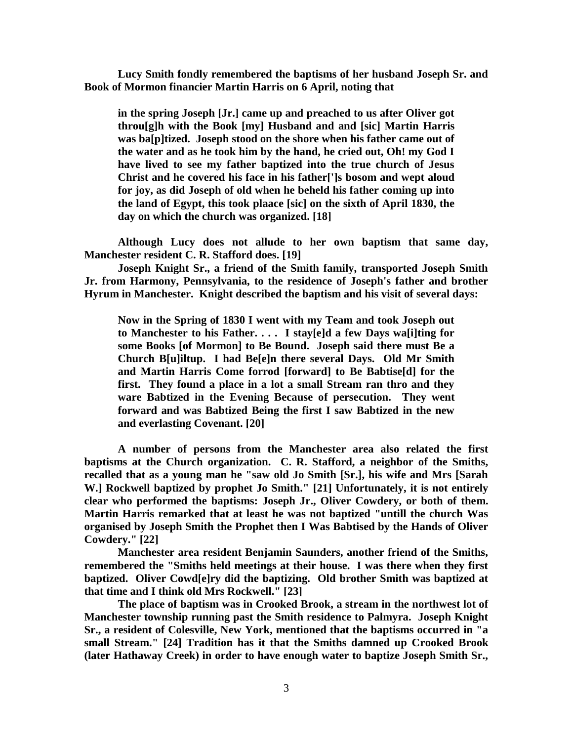Lucy Smith fondly remembered the baptisms of her husband Joseph Sr. and Book of Mormon financier Martin Harris on 6 April, noting that

> in the spring Joseph [Jr.] came up and preached to us after Oliver got throu[g]h with the Book [my] Husband and and [sic] Martin Harris was ba[p]tized. Joseph stood on the shore when his father came out of the water and as he took him by the hand, he cried out, Oh! my God I have lived to see my father baptized into the true church of Jesus Christ and he covered his face in his father[']s bosom and wept aloud for joy, as did Joseph of old when he beheld his father coming up into the land of Egypt, this took plaace [sic] on the sixth of April 1830, the day on which the church was organized. [18]

Although Lucy does not allude to her own baptism that same day, Manchester resident C. R. Stafford does. [19]

Joseph Knight Sr., a friend of the Smith family, transported Joseph Smith Jr. from Harmony, Pennsylvania, to the residence of Joseph's father and brother Hyrum in Manchester. Knight described the baptism and his visit of several days:

> Now in the Spring of 1830 I went with my Team and took Joseph out to Manchester to his Father. . . . I stay[e]d a few Days wa[i]ting for some Books [of Mormon] to Be Bound. Joseph said there must Be a Church B[u]iltup. I had Be[e]n there several Days. Old Mr Smith and Martin Harris Come forrod [forward] to Be Babtise[d] for the first. They found a place in a lot a small Stream ran thro and they ware Babtized in the Evening Because of persecution. They went forward and was Babtized Being the first I saw Babtized in the new and everlasting Covenant. [20]

A number of persons from the Manchester area also related the first baptisms at the Church organization. C. R. Stafford, a neighbor of the Smiths, recalled that as a young man he "saw old Jo Smith [Sr.], his wife and Mrs [Sarah W.] Rockwell baptized by prophet Jo Smith." [21] Unfortunately, it is not entirely clear who performed the baptisms: Joseph Jr., Oliver Cowdery, or both of them. Martin Harris remarked that at least he was not baptized "untill the church Was organised by Joseph Smith the Prophet then I Was Babtised by the Hands of Oliver Cowdery." [22]

Manchester area resident Benjamin Saunders, another friend of the Smiths, remembered the "Smiths held meetings at their house. I was there when they first baptized. Oliver Cowd[e]ry did the baptizing. Old brother Smith was baptized at that time and I think old Mrs Rockwell." [23]

The place of baptism was in Crooked Brook, a stream in the northwest lot of Manchester township running past the Smith residence to Palmyra. Joseph Knight Sr., a resident of Colesville, New York, mentioned that the baptisms occurred in "a small Stream." [24] Tradition has it that the Smiths damned up Crooked Brook (later Hathaway Creek) in order to have enough water to baptize Joseph Smith Sr.,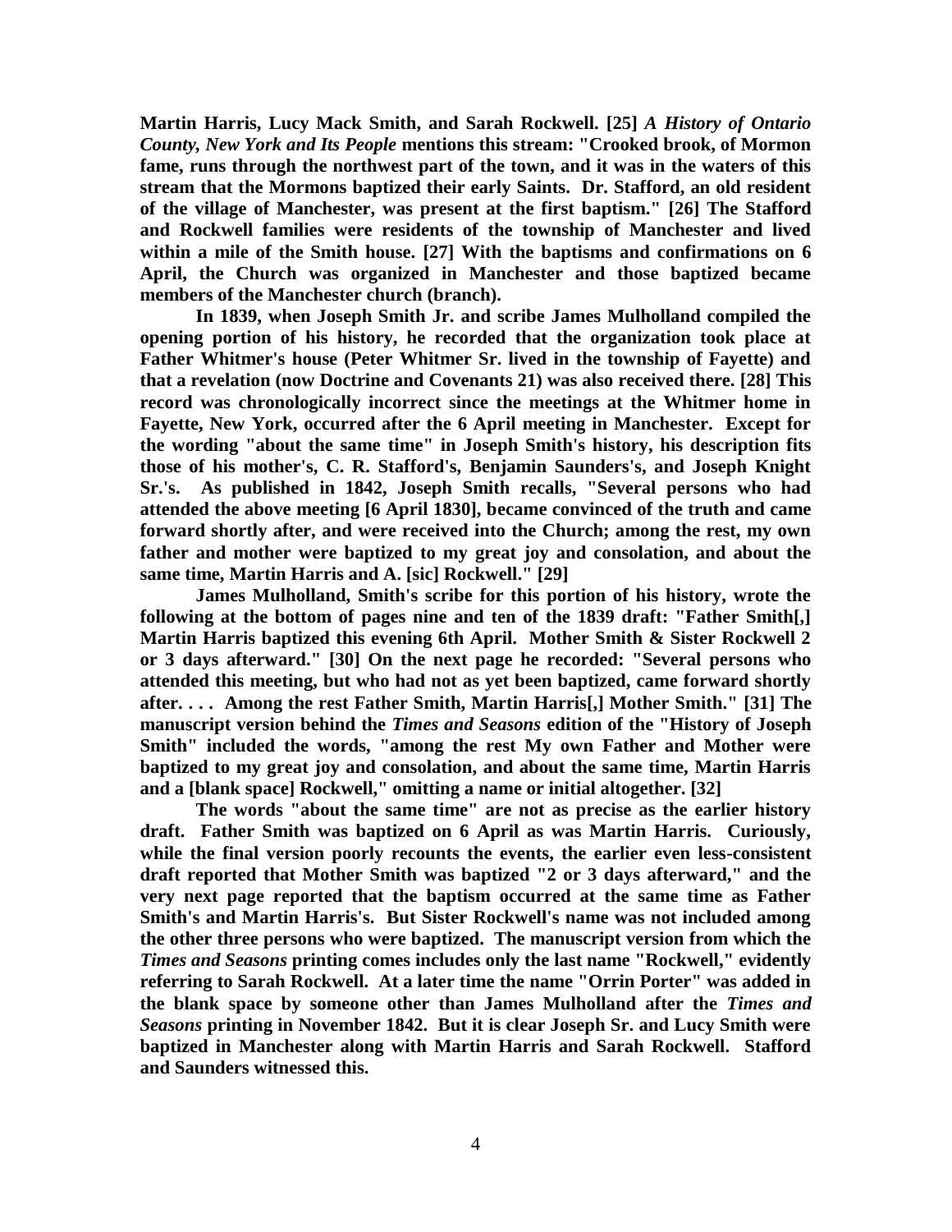**Martin Harris, Lucy Mack Smith, and Sarah Rockwell. [25] *A History of Ontario County, New York and Its People* mentions this stream: "Crooked brook, of Mormon fame, runs through the northwest part of the town, and it was in the waters of this stream that the Mormons baptized their early Saints. Dr. Stafford, an old resident of the village of Manchester, was present at the first baptism." [26] The Stafford and Rockwell families were residents of the township of Manchester and lived within a mile of the Smith house. [27] With the baptisms and confirmations on 6 April, the Church was organized in Manchester and those baptized became members of the Manchester church (branch).**

**In 1839, when Joseph Smith Jr. and scribe James Mulholland compiled the opening portion of his history, he recorded that the organization took place at Father Whitmer's house (Peter Whitmer Sr. lived in the township of Fayette) and that a revelation (now Doctrine and Covenants 21) was also received there. [28] This record was chronologically incorrect since the meetings at the Whitmer home in Fayette, New York, occurred after the 6 April meeting in Manchester. Except for the wording "about the same time" in Joseph Smith's history, his description fits those of his mother's, C. R. Stafford's, Benjamin Saunders's, and Joseph Knight Sr.'s. As published in 1842, Joseph Smith recalls, "Several persons who had attended the above meeting [6 April 1830], became convinced of the truth and came forward shortly after, and were received into the Church; among the rest, my own father and mother were baptized to my great joy and consolation, and about the same time, Martin Harris and A. [sic] Rockwell." [29]**

**James Mulholland, Smith's scribe for this portion of his history, wrote the following at the bottom of pages nine and ten of the 1839 draft: "Father Smith[,] Martin Harris baptized this evening 6th April. Mother Smith & Sister Rockwell 2 or 3 days afterward." [30] On the next page he recorded: "Several persons who attended this meeting, but who had not as yet been baptized, came forward shortly after. . . . Among the rest Father Smith, Martin Harris[,] Mother Smith." [31] The manuscript version behind the *Times and Seasons* edition of the "History of Joseph Smith" included the words, "among the rest My own Father and Mother were baptized to my great joy and consolation, and about the same time, Martin Harris and a [blank space] Rockwell," omitting a name or initial altogether. [32]**

**The words "about the same time" are not as precise as the earlier history draft. Father Smith was baptized on 6 April as was Martin Harris. Curiously, while the final version poorly recounts the events, the earlier even less-consistent draft reported that Mother Smith was baptized "2 or 3 days afterward," and the very next page reported that the baptism occurred at the same time as Father Smith's and Martin Harris's. But Sister Rockwell's name was not included among the other three persons who were baptized. The manuscript version from which the *Times and Seasons* printing comes includes only the last name "Rockwell," evidently referring to Sarah Rockwell. At a later time the name "Orrin Porter" was added in the blank space by someone other than James Mulholland after the *Times and Seasons* printing in November 1842. But it is clear Joseph Sr. and Lucy Smith were baptized in Manchester along with Martin Harris and Sarah Rockwell. Stafford and Saunders witnessed this.**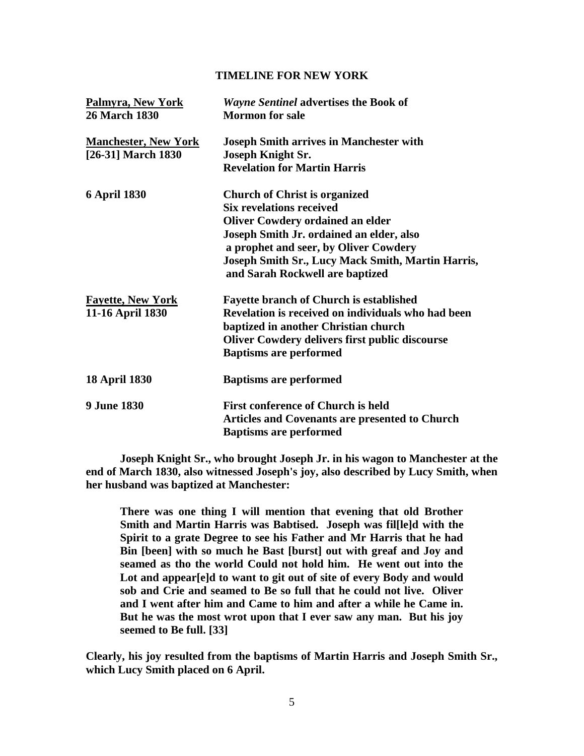**TIMELINE FOR NEW YORK**

| | |
|---|---|
| **<u>Palmyra, New York</u>**<br>**26 March 1830** | ***Wayne Sentinel*** **advertises the Book of Mormon for sale** |
| **<u>Manchester, New York</u>**<br>**[26-31] March 1830** | **Joseph Smith arrives in Manchester with Joseph Knight Sr.**<br>**Revelation for Martin Harris** |
| **6 April 1830** | **Church of Christ is organized**<br>**Six revelations received**<br>**Oliver Cowdery ordained an elder**<br>**Joseph Smith Jr. ordained an elder, also a prophet and seer, by Oliver Cowdery**<br>**Joseph Smith Sr., Lucy Mack Smith, Martin Harris, and Sarah Rockwell are baptized** |
| **<u>Fayette, New York</u>**<br>**11-16 April 1830** | **Fayette branch of Church is established**<br>**Revelation is received on individuals who had been baptized in another Christian church**<br>**Oliver Cowdery delivers first public discourse**<br>**Baptisms are performed** |
| **18 April 1830** | **Baptisms are performed** |
| **9 June 1830** | **First conference of Church is held**<br>**Articles and Covenants are presented to Church**<br>**Baptisms are performed** |

**Joseph Knight Sr., who brought Joseph Jr. in his wagon to Manchester at the end of March 1830, also witnessed Joseph's joy, also described by Lucy Smith, when her husband was baptized at Manchester:**

> **There was one thing I will mention that evening that old Brother Smith and Martin Harris was Babtised. Joseph was fil[le]d with the Spirit to a grate Degree to see his Father and Mr Harris that he had Bin [been] with so much he Bast [burst] out with greaf and Joy and seamed as tho the world Could not hold him. He went out into the Lot and appear[e]d to want to git out of site of every Body and would sob and Crie and seamed to Be so full that he could not live. Oliver and I went after him and Came to him and after a while he Came in. But he was the most wrot upon that I ever saw any man. But his joy seemed to Be full. [33]**

**Clearly, his joy resulted from the baptisms of Martin Harris and Joseph Smith Sr., which Lucy Smith placed on 6 April.**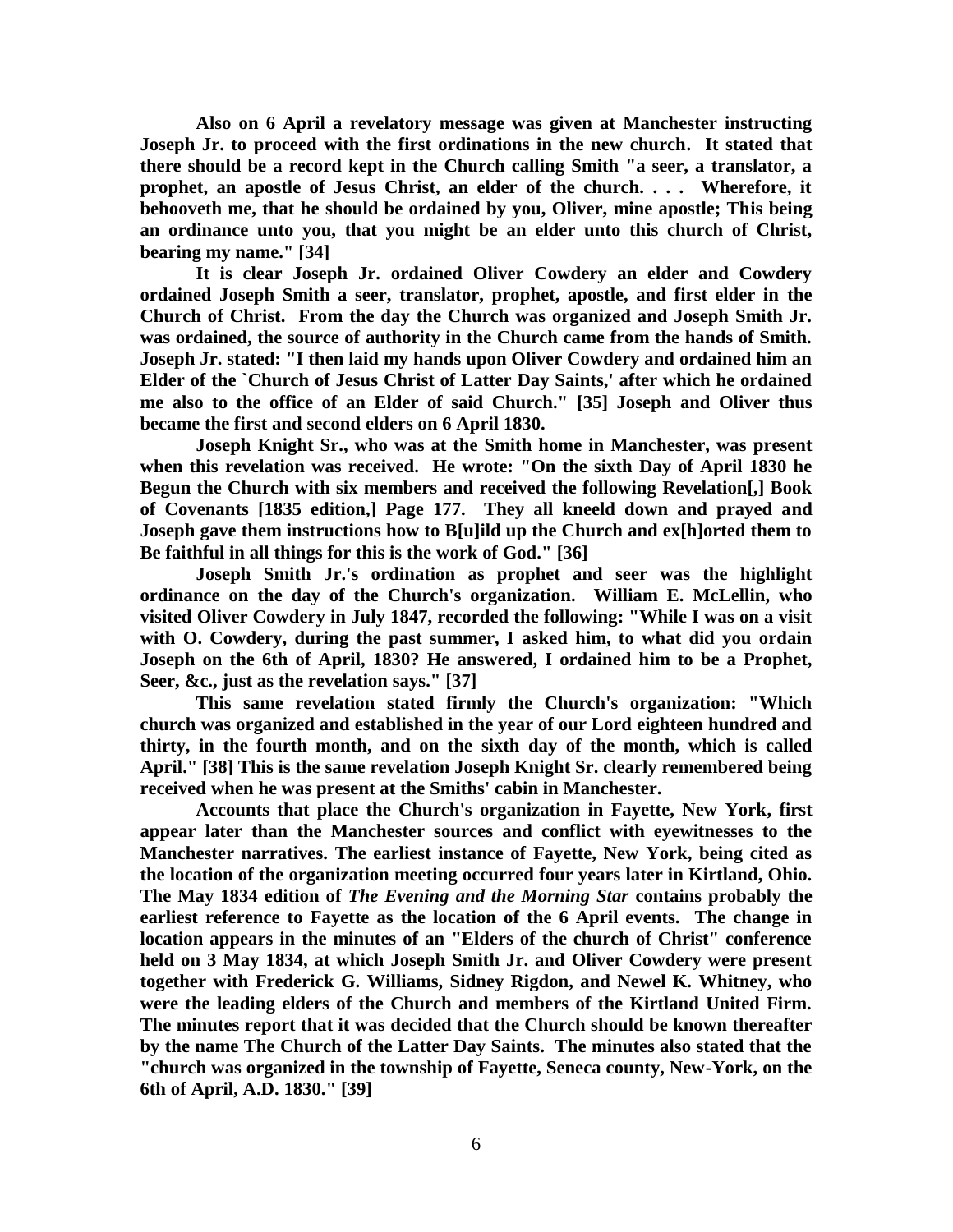**Also on 6 April a revelatory message was given at Manchester instructing Joseph Jr. to proceed with the first ordinations in the new church. It stated that there should be a record kept in the Church calling Smith "a seer, a translator, a prophet, an apostle of Jesus Christ, an elder of the church. . . . Wherefore, it behooveth me, that he should be ordained by you, Oliver, mine apostle; This being an ordinance unto you, that you might be an elder unto this church of Christ, bearing my name." [34]**

**It is clear Joseph Jr. ordained Oliver Cowdery an elder and Cowdery ordained Joseph Smith a seer, translator, prophet, apostle, and first elder in the Church of Christ. From the day the Church was organized and Joseph Smith Jr. was ordained, the source of authority in the Church came from the hands of Smith. Joseph Jr. stated: "I then laid my hands upon Oliver Cowdery and ordained him an Elder of the `Church of Jesus Christ of Latter Day Saints,' after which he ordained me also to the office of an Elder of said Church." [35] Joseph and Oliver thus became the first and second elders on 6 April 1830.**

**Joseph Knight Sr., who was at the Smith home in Manchester, was present when this revelation was received. He wrote: "On the sixth Day of April 1830 he Begun the Church with six members and received the following Revelation[,] Book of Covenants [1835 edition,] Page 177. They all kneeld down and prayed and Joseph gave them instructions how to B[u]ild up the Church and ex[h]orted them to Be faithful in all things for this is the work of God." [36]**

**Joseph Smith Jr.'s ordination as prophet and seer was the highlight ordinance on the day of the Church's organization. William E. McLellin, who visited Oliver Cowdery in July 1847, recorded the following: "While I was on a visit with O. Cowdery, during the past summer, I asked him, to what did you ordain Joseph on the 6th of April, 1830? He answered, I ordained him to be a Prophet, Seer, &c., just as the revelation says." [37]**

**This same revelation stated firmly the Church's organization: "Which church was organized and established in the year of our Lord eighteen hundred and thirty, in the fourth month, and on the sixth day of the month, which is called April." [38] This is the same revelation Joseph Knight Sr. clearly remembered being received when he was present at the Smiths' cabin in Manchester.**

**Accounts that place the Church's organization in Fayette, New York, first appear later than the Manchester sources and conflict with eyewitnesses to the Manchester narratives. The earliest instance of Fayette, New York, being cited as the location of the organization meeting occurred four years later in Kirtland, Ohio. The May 1834 edition of *The Evening and the Morning Star* contains probably the earliest reference to Fayette as the location of the 6 April events. The change in location appears in the minutes of an "Elders of the church of Christ" conference held on 3 May 1834, at which Joseph Smith Jr. and Oliver Cowdery were present together with Frederick G. Williams, Sidney Rigdon, and Newel K. Whitney, who were the leading elders of the Church and members of the Kirtland United Firm. The minutes report that it was decided that the Church should be known thereafter by the name The Church of the Latter Day Saints. The minutes also stated that the "church was organized in the township of Fayette, Seneca county, New-York, on the 6th of April, A.D. 1830." [39]**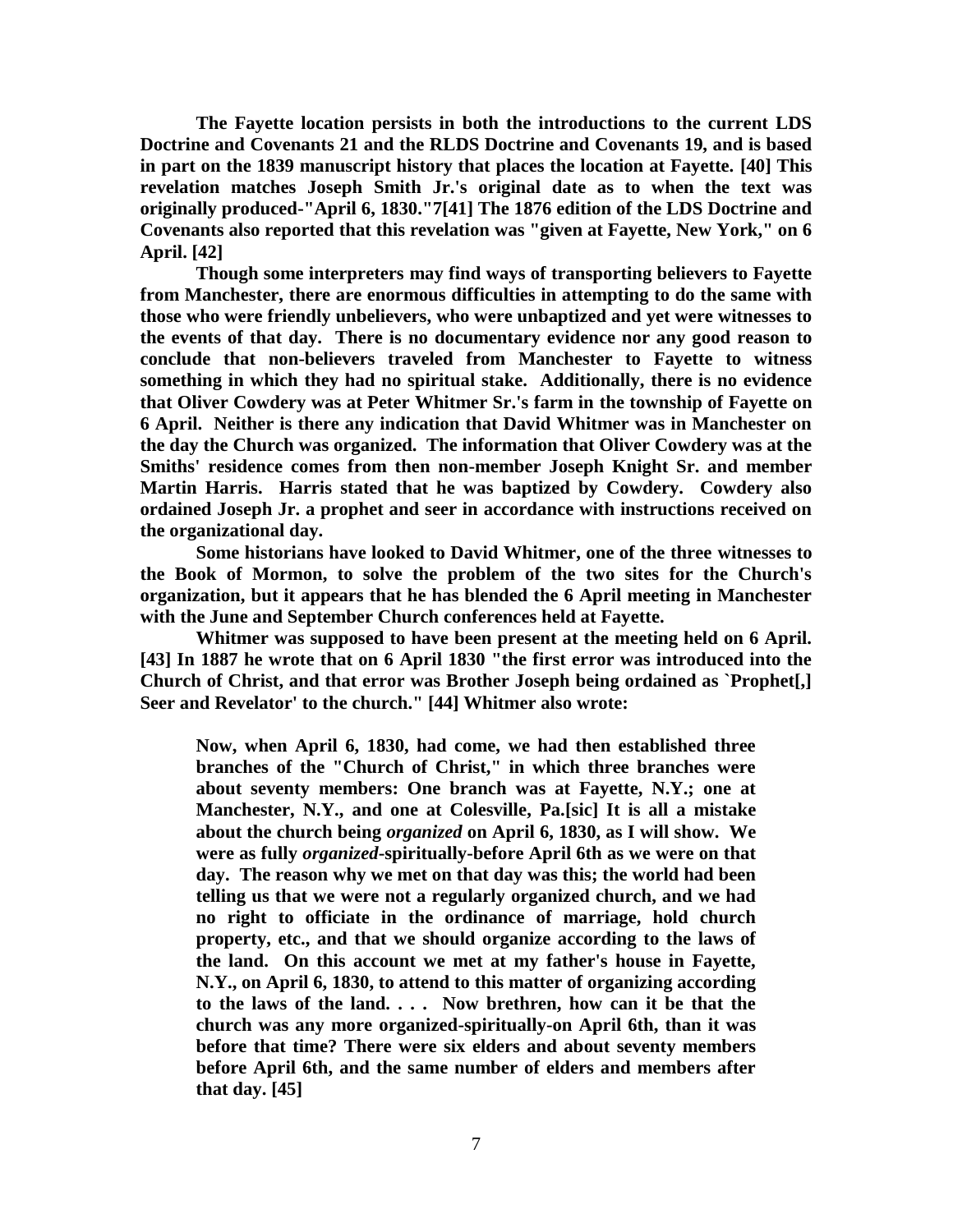The Fayette location persists in both the introductions to the current LDS Doctrine and Covenants 21 and the RLDS Doctrine and Covenants 19, and is based in part on the 1839 manuscript history that places the location at Fayette. [40] This revelation matches Joseph Smith Jr.'s original date as to when the text was originally produced-"April 6, 1830."7[41] The 1876 edition of the LDS Doctrine and Covenants also reported that this revelation was "given at Fayette, New York," on 6 April. [42]

Though some interpreters may find ways of transporting believers to Fayette from Manchester, there are enormous difficulties in attempting to do the same with those who were friendly unbelievers, who were unbaptized and yet were witnesses to the events of that day. There is no documentary evidence nor any good reason to conclude that non-believers traveled from Manchester to Fayette to witness something in which they had no spiritual stake. Additionally, there is no evidence that Oliver Cowdery was at Peter Whitmer Sr.'s farm in the township of Fayette on 6 April. Neither is there any indication that David Whitmer was in Manchester on the day the Church was organized. The information that Oliver Cowdery was at the Smiths' residence comes from then non-member Joseph Knight Sr. and member Martin Harris. Harris stated that he was baptized by Cowdery. Cowdery also ordained Joseph Jr. a prophet and seer in accordance with instructions received on the organizational day.

Some historians have looked to David Whitmer, one of the three witnesses to the Book of Mormon, to solve the problem of the two sites for the Church's organization, but it appears that he has blended the 6 April meeting in Manchester with the June and September Church conferences held at Fayette.

Whitmer was supposed to have been present at the meeting held on 6 April. [43] In 1887 he wrote that on 6 April 1830 "the first error was introduced into the Church of Christ, and that error was Brother Joseph being ordained as `Prophet[,] Seer and Revelator' to the church." [44] Whitmer also wrote:

> Now, when April 6, 1830, had come, we had then established three branches of the "Church of Christ," in which three branches were about seventy members: One branch was at Fayette, N.Y.; one at Manchester, N.Y., and one at Colesville, Pa.[sic] It is all a mistake about the church being *organized* on April 6, 1830, as I will show. We were as fully *organized*-spiritually-before April 6th as we were on that day. The reason why we met on that day was this; the world had been telling us that we were not a regularly organized church, and we had no right to officiate in the ordinance of marriage, hold church property, etc., and that we should organize according to the laws of the land. On this account we met at my father's house in Fayette, N.Y., on April 6, 1830, to attend to this matter of organizing according to the laws of the land. . . . Now brethren, how can it be that the church was any more organized-spiritually-on April 6th, than it was before that time? There were six elders and about seventy members before April 6th, and the same number of elders and members after that day. [45]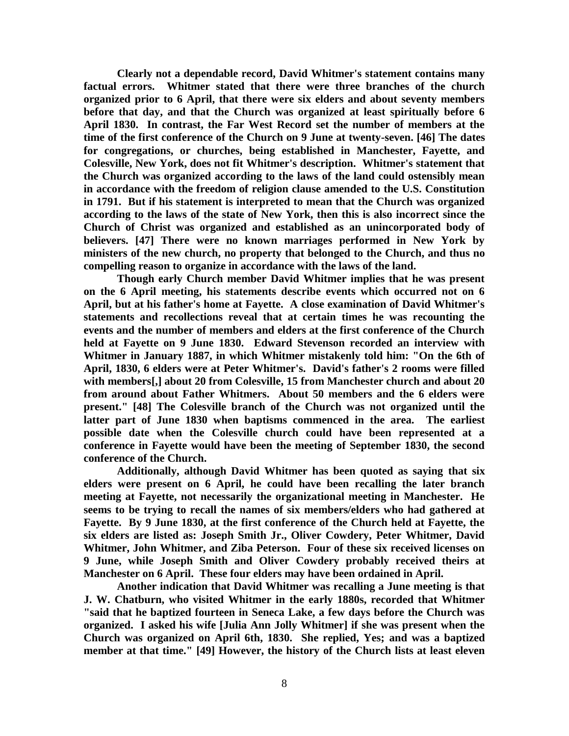**Clearly not a dependable record, David Whitmer's statement contains many factual errors. Whitmer stated that there were three branches of the church organized prior to 6 April, that there were six elders and about seventy members before that day, and that the Church was organized at least spiritually before 6 April 1830. In contrast, the Far West Record set the number of members at the time of the first conference of the Church on 9 June at twenty-seven. [46] The dates for congregations, or churches, being established in Manchester, Fayette, and Colesville, New York, does not fit Whitmer's description. Whitmer's statement that the Church was organized according to the laws of the land could ostensibly mean in accordance with the freedom of religion clause amended to the U.S. Constitution in 1791. But if his statement is interpreted to mean that the Church was organized according to the laws of the state of New York, then this is also incorrect since the Church of Christ was organized and established as an unincorporated body of believers. [47] There were no known marriages performed in New York by ministers of the new church, no property that belonged to the Church, and thus no compelling reason to organize in accordance with the laws of the land.**

**Though early Church member David Whitmer implies that he was present on the 6 April meeting, his statements describe events which occurred not on 6 April, but at his father's home at Fayette. A close examination of David Whitmer's statements and recollections reveal that at certain times he was recounting the events and the number of members and elders at the first conference of the Church held at Fayette on 9 June 1830. Edward Stevenson recorded an interview with Whitmer in January 1887, in which Whitmer mistakenly told him: "On the 6th of April, 1830, 6 elders were at Peter Whitmer's. David's father's 2 rooms were filled with members[,] about 20 from Colesville, 15 from Manchester church and about 20 from around about Father Whitmers. About 50 members and the 6 elders were present." [48] The Colesville branch of the Church was not organized until the latter part of June 1830 when baptisms commenced in the area. The earliest possible date when the Colesville church could have been represented at a conference in Fayette would have been the meeting of September 1830, the second conference of the Church.**

**Additionally, although David Whitmer has been quoted as saying that six elders were present on 6 April, he could have been recalling the later branch meeting at Fayette, not necessarily the organizational meeting in Manchester. He seems to be trying to recall the names of six members/elders who had gathered at Fayette. By 9 June 1830, at the first conference of the Church held at Fayette, the six elders are listed as: Joseph Smith Jr., Oliver Cowdery, Peter Whitmer, David Whitmer, John Whitmer, and Ziba Peterson. Four of these six received licenses on 9 June, while Joseph Smith and Oliver Cowdery probably received theirs at Manchester on 6 April. These four elders may have been ordained in April.**

**Another indication that David Whitmer was recalling a June meeting is that J. W. Chatburn, who visited Whitmer in the early 1880s, recorded that Whitmer "said that he baptized fourteen in Seneca Lake, a few days before the Church was organized. I asked his wife [Julia Ann Jolly Whitmer] if she was present when the Church was organized on April 6th, 1830. She replied, Yes; and was a baptized member at that time." [49] However, the history of the Church lists at least eleven**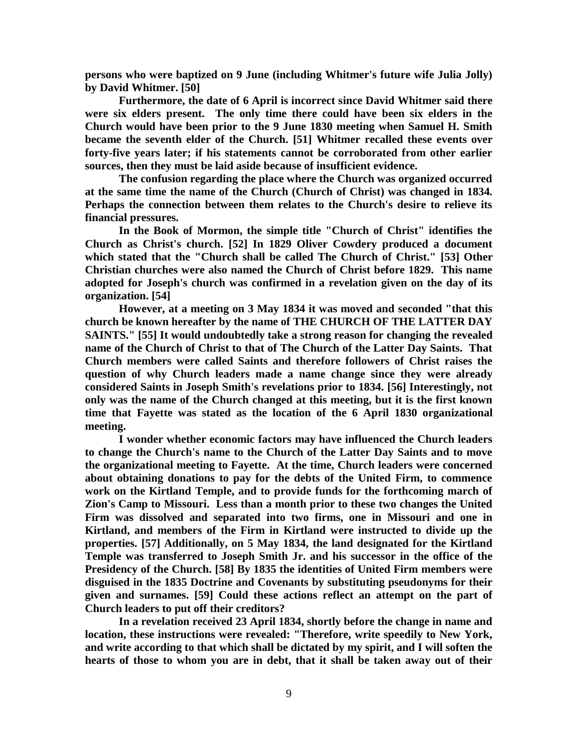**persons who were baptized on 9 June (including Whitmer's future wife Julia Jolly) by David Whitmer. [50]**

**Furthermore, the date of 6 April is incorrect since David Whitmer said there were six elders present. The only time there could have been six elders in the Church would have been prior to the 9 June 1830 meeting when Samuel H. Smith became the seventh elder of the Church. [51] Whitmer recalled these events over forty-five years later; if his statements cannot be corroborated from other earlier sources, then they must be laid aside because of insufficient evidence.**

**The confusion regarding the place where the Church was organized occurred at the same time the name of the Church (Church of Christ) was changed in 1834. Perhaps the connection between them relates to the Church's desire to relieve its financial pressures.**

**In the Book of Mormon, the simple title "Church of Christ" identifies the Church as Christ's church. [52] In 1829 Oliver Cowdery produced a document which stated that the "Church shall be called The Church of Christ." [53] Other Christian churches were also named the Church of Christ before 1829. This name adopted for Joseph's church was confirmed in a revelation given on the day of its organization. [54]**

**However, at a meeting on 3 May 1834 it was moved and seconded "that this church be known hereafter by the name of THE CHURCH OF THE LATTER DAY SAINTS." [55] It would undoubtedly take a strong reason for changing the revealed name of the Church of Christ to that of The Church of the Latter Day Saints. That Church members were called Saints and therefore followers of Christ raises the question of why Church leaders made a name change since they were already considered Saints in Joseph Smith's revelations prior to 1834. [56] Interestingly, not only was the name of the Church changed at this meeting, but it is the first known time that Fayette was stated as the location of the 6 April 1830 organizational meeting.**

**I wonder whether economic factors may have influenced the Church leaders to change the Church's name to the Church of the Latter Day Saints and to move the organizational meeting to Fayette. At the time, Church leaders were concerned about obtaining donations to pay for the debts of the United Firm, to commence work on the Kirtland Temple, and to provide funds for the forthcoming march of Zion's Camp to Missouri. Less than a month prior to these two changes the United Firm was dissolved and separated into two firms, one in Missouri and one in Kirtland, and members of the Firm in Kirtland were instructed to divide up the properties. [57] Additionally, on 5 May 1834, the land designated for the Kirtland Temple was transferred to Joseph Smith Jr. and his successor in the office of the Presidency of the Church. [58] By 1835 the identities of United Firm members were disguised in the 1835 Doctrine and Covenants by substituting pseudonyms for their given and surnames. [59] Could these actions reflect an attempt on the part of Church leaders to put off their creditors?**

**In a revelation received 23 April 1834, shortly before the change in name and location, these instructions were revealed: "Therefore, write speedily to New York, and write according to that which shall be dictated by my spirit, and I will soften the hearts of those to whom you are in debt, that it shall be taken away out of their**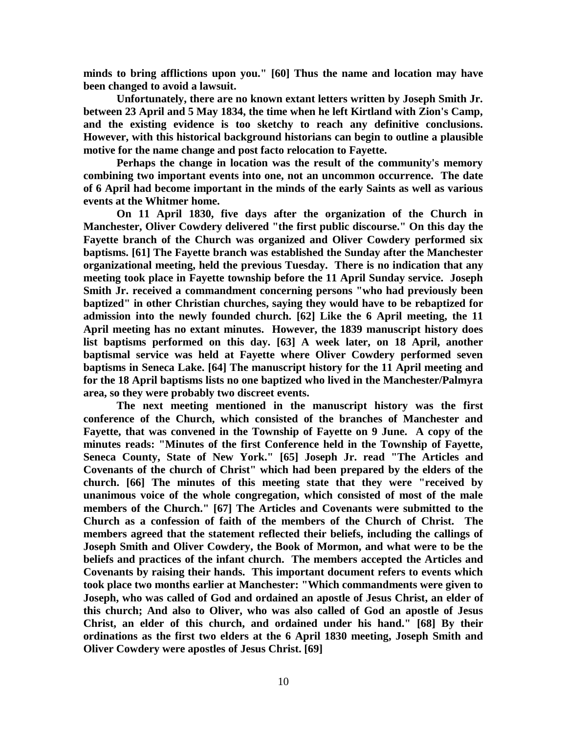**minds to bring afflictions upon you." [60] Thus the name and location may have been changed to avoid a lawsuit.**

**Unfortunately, there are no known extant letters written by Joseph Smith Jr. between 23 April and 5 May 1834, the time when he left Kirtland with Zion's Camp, and the existing evidence is too sketchy to reach any definitive conclusions. However, with this historical background historians can begin to outline a plausible motive for the name change and post facto relocation to Fayette.**

**Perhaps the change in location was the result of the community's memory combining two important events into one, not an uncommon occurrence. The date of 6 April had become important in the minds of the early Saints as well as various events at the Whitmer home.**

**On 11 April 1830, five days after the organization of the Church in Manchester, Oliver Cowdery delivered "the first public discourse." On this day the Fayette branch of the Church was organized and Oliver Cowdery performed six baptisms. [61] The Fayette branch was established the Sunday after the Manchester organizational meeting, held the previous Tuesday. There is no indication that any meeting took place in Fayette township before the 11 April Sunday service. Joseph Smith Jr. received a commandment concerning persons "who had previously been baptized" in other Christian churches, saying they would have to be rebaptized for admission into the newly founded church. [62] Like the 6 April meeting, the 11 April meeting has no extant minutes. However, the 1839 manuscript history does list baptisms performed on this day. [63] A week later, on 18 April, another baptismal service was held at Fayette where Oliver Cowdery performed seven baptisms in Seneca Lake. [64] The manuscript history for the 11 April meeting and for the 18 April baptisms lists no one baptized who lived in the Manchester/Palmyra area, so they were probably two discreet events.**

**The next meeting mentioned in the manuscript history was the first conference of the Church, which consisted of the branches of Manchester and Fayette, that was convened in the Township of Fayette on 9 June. A copy of the minutes reads: "Minutes of the first Conference held in the Township of Fayette, Seneca County, State of New York." [65] Joseph Jr. read "The Articles and Covenants of the church of Christ" which had been prepared by the elders of the church. [66] The minutes of this meeting state that they were "received by unanimous voice of the whole congregation, which consisted of most of the male members of the Church." [67] The Articles and Covenants were submitted to the Church as a confession of faith of the members of the Church of Christ. The members agreed that the statement reflected their beliefs, including the callings of Joseph Smith and Oliver Cowdery, the Book of Mormon, and what were to be the beliefs and practices of the infant church. The members accepted the Articles and Covenants by raising their hands. This important document refers to events which took place two months earlier at Manchester: "Which commandments were given to Joseph, who was called of God and ordained an apostle of Jesus Christ, an elder of this church; And also to Oliver, who was also called of God an apostle of Jesus Christ, an elder of this church, and ordained under his hand." [68] By their ordinations as the first two elders at the 6 April 1830 meeting, Joseph Smith and Oliver Cowdery were apostles of Jesus Christ. [69]**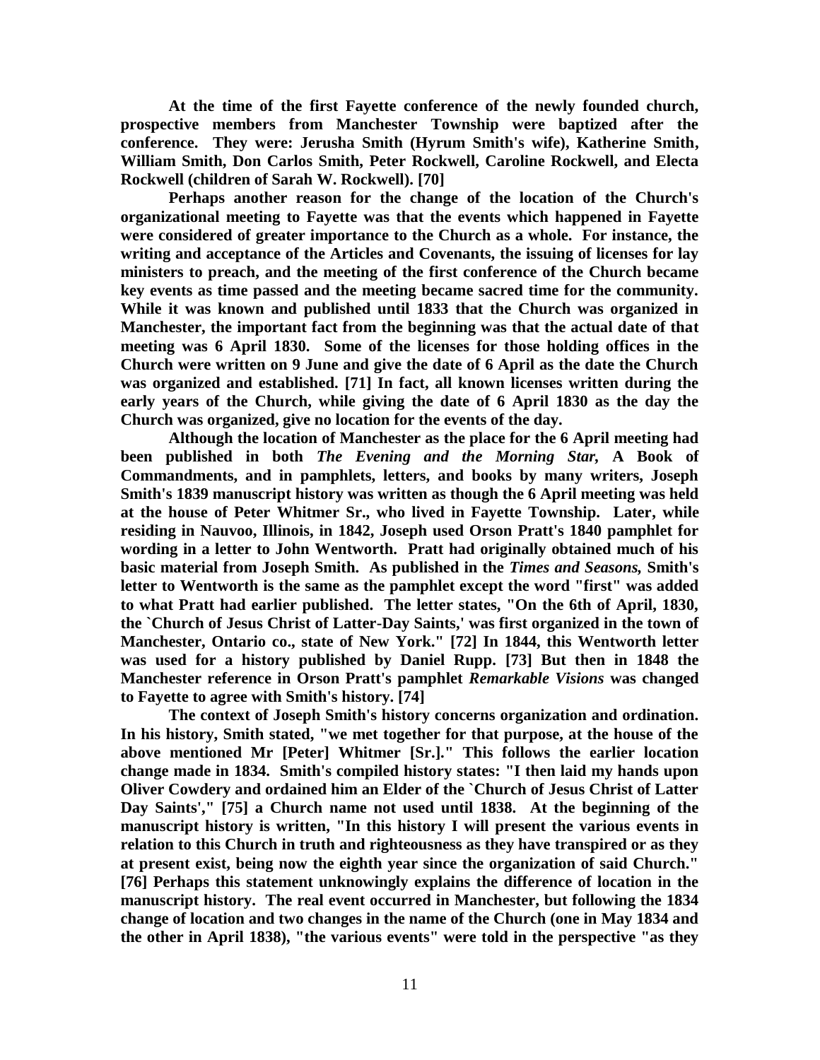**At the time of the first Fayette conference of the newly founded church, prospective members from Manchester Township were baptized after the conference. They were: Jerusha Smith (Hyrum Smith's wife), Katherine Smith, William Smith, Don Carlos Smith, Peter Rockwell, Caroline Rockwell, and Electa Rockwell (children of Sarah W. Rockwell). [70]**

**Perhaps another reason for the change of the location of the Church's organizational meeting to Fayette was that the events which happened in Fayette were considered of greater importance to the Church as a whole. For instance, the writing and acceptance of the Articles and Covenants, the issuing of licenses for lay ministers to preach, and the meeting of the first conference of the Church became key events as time passed and the meeting became sacred time for the community. While it was known and published until 1833 that the Church was organized in Manchester, the important fact from the beginning was that the actual date of that meeting was 6 April 1830. Some of the licenses for those holding offices in the Church were written on 9 June and give the date of 6 April as the date the Church was organized and established. [71] In fact, all known licenses written during the early years of the Church, while giving the date of 6 April 1830 as the day the Church was organized, give no location for the events of the day.**

**Although the location of Manchester as the place for the 6 April meeting had been published in both *The Evening and the Morning Star,* A Book of Commandments, and in pamphlets, letters, and books by many writers, Joseph Smith's 1839 manuscript history was written as though the 6 April meeting was held at the house of Peter Whitmer Sr., who lived in Fayette Township. Later, while residing in Nauvoo, Illinois, in 1842, Joseph used Orson Pratt's 1840 pamphlet for wording in a letter to John Wentworth. Pratt had originally obtained much of his basic material from Joseph Smith. As published in the *Times and Seasons,* Smith's letter to Wentworth is the same as the pamphlet except the word "first" was added to what Pratt had earlier published. The letter states, "On the 6th of April, 1830, the `Church of Jesus Christ of Latter-Day Saints,' was first organized in the town of Manchester, Ontario co., state of New York." [72] In 1844, this Wentworth letter was used for a history published by Daniel Rupp. [73] But then in 1848 the Manchester reference in Orson Pratt's pamphlet *Remarkable Visions* was changed to Fayette to agree with Smith's history. [74]**

**The context of Joseph Smith's history concerns organization and ordination. In his history, Smith stated, "we met together for that purpose, at the house of the above mentioned Mr [Peter] Whitmer [Sr.]." This follows the earlier location change made in 1834. Smith's compiled history states: "I then laid my hands upon Oliver Cowdery and ordained him an Elder of the `Church of Jesus Christ of Latter Day Saints'," [75] a Church name not used until 1838. At the beginning of the manuscript history is written, "In this history I will present the various events in relation to this Church in truth and righteousness as they have transpired or as they at present exist, being now the eighth year since the organization of said Church." [76] Perhaps this statement unknowingly explains the difference of location in the manuscript history. The real event occurred in Manchester, but following the 1834 change of location and two changes in the name of the Church (one in May 1834 and the other in April 1838), "the various events" were told in the perspective "as they**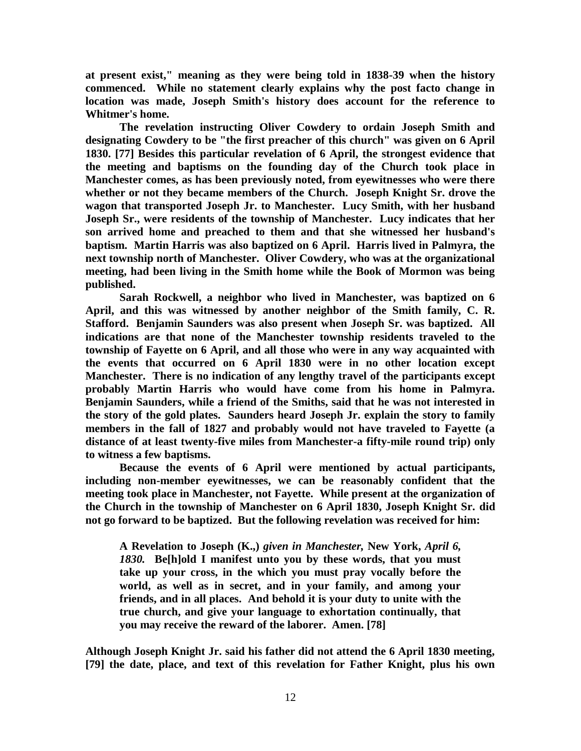**at present exist," meaning as they were being told in 1838-39 when the history commenced. While no statement clearly explains why the post facto change in location was made, Joseph Smith's history does account for the reference to Whitmer's home.**

**The revelation instructing Oliver Cowdery to ordain Joseph Smith and designating Cowdery to be "the first preacher of this church" was given on 6 April 1830. [77] Besides this particular revelation of 6 April, the strongest evidence that the meeting and baptisms on the founding day of the Church took place in Manchester comes, as has been previously noted, from eyewitnesses who were there whether or not they became members of the Church. Joseph Knight Sr. drove the wagon that transported Joseph Jr. to Manchester. Lucy Smith, with her husband Joseph Sr., were residents of the township of Manchester. Lucy indicates that her son arrived home and preached to them and that she witnessed her husband's baptism. Martin Harris was also baptized on 6 April. Harris lived in Palmyra, the next township north of Manchester. Oliver Cowdery, who was at the organizational meeting, had been living in the Smith home while the Book of Mormon was being published.**

**Sarah Rockwell, a neighbor who lived in Manchester, was baptized on 6 April, and this was witnessed by another neighbor of the Smith family, C. R. Stafford. Benjamin Saunders was also present when Joseph Sr. was baptized. All indications are that none of the Manchester township residents traveled to the township of Fayette on 6 April, and all those who were in any way acquainted with the events that occurred on 6 April 1830 were in no other location except Manchester. There is no indication of any lengthy travel of the participants except probably Martin Harris who would have come from his home in Palmyra. Benjamin Saunders, while a friend of the Smiths, said that he was not interested in the story of the gold plates. Saunders heard Joseph Jr. explain the story to family members in the fall of 1827 and probably would not have traveled to Fayette (a distance of at least twenty-five miles from Manchester-a fifty-mile round trip) only to witness a few baptisms.**

**Because the events of 6 April were mentioned by actual participants, including non-member eyewitnesses, we can be reasonably confident that the meeting took place in Manchester, not Fayette. While present at the organization of the Church in the township of Manchester on 6 April 1830, Joseph Knight Sr. did not go forward to be baptized. But the following revelation was received for him:**

> **A Revelation to Joseph (K.,)** ***given in Manchester,*** **New York,** ***April 6, 1830.*** **Be[h]old I manifest unto you by these words, that you must take up your cross, in the which you must pray vocally before the world, as well as in secret, and in your family, and among your friends, and in all places. And behold it is your duty to unite with the true church, and give your language to exhortation continually, that you may receive the reward of the laborer. Amen. [78]**

**Although Joseph Knight Jr. said his father did not attend the 6 April 1830 meeting, [79] the date, place, and text of this revelation for Father Knight, plus his own**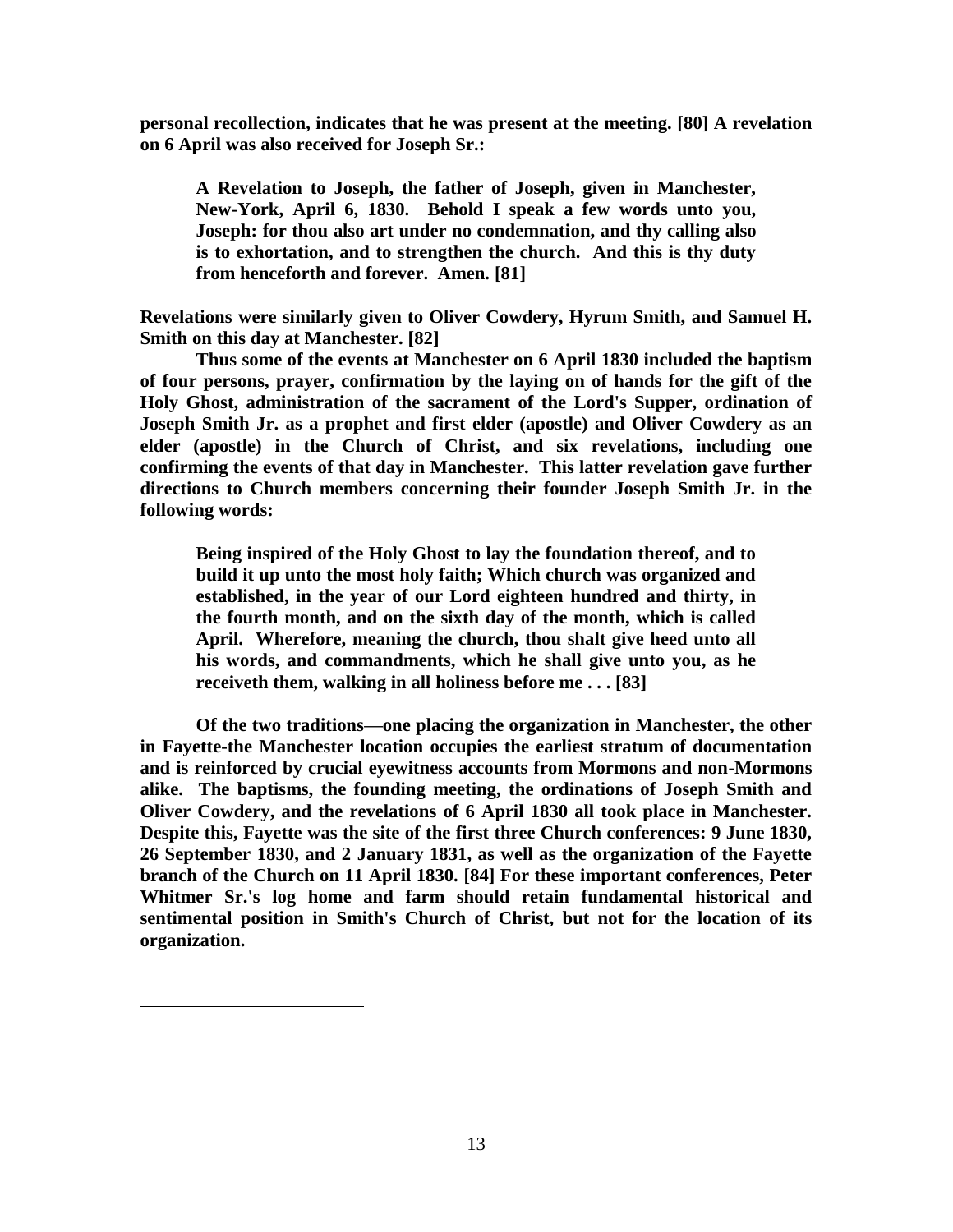**personal recollection, indicates that he was present at the meeting. [80] A revelation on 6 April was also received for Joseph Sr.:**

> **A Revelation to Joseph, the father of Joseph, given in Manchester, New-York, April 6, 1830. Behold I speak a few words unto you, Joseph: for thou also art under no condemnation, and thy calling also is to exhortation, and to strengthen the church. And this is thy duty from henceforth and forever. Amen. [81]**

**Revelations were similarly given to Oliver Cowdery, Hyrum Smith, and Samuel H. Smith on this day at Manchester. [82]**

**Thus some of the events at Manchester on 6 April 1830 included the baptism of four persons, prayer, confirmation by the laying on of hands for the gift of the Holy Ghost, administration of the sacrament of the Lord's Supper, ordination of Joseph Smith Jr. as a prophet and first elder (apostle) and Oliver Cowdery as an elder (apostle) in the Church of Christ, and six revelations, including one confirming the events of that day in Manchester. This latter revelation gave further directions to Church members concerning their founder Joseph Smith Jr. in the following words:**

> **Being inspired of the Holy Ghost to lay the foundation thereof, and to build it up unto the most holy faith; Which church was organized and established, in the year of our Lord eighteen hundred and thirty, in the fourth month, and on the sixth day of the month, which is called April. Wherefore, meaning the church, thou shalt give heed unto all his words, and commandments, which he shall give unto you, as he receiveth them, walking in all holiness before me . . . [83]**

**Of the two traditions—one placing the organization in Manchester, the other in Fayette-the Manchester location occupies the earliest stratum of documentation and is reinforced by crucial eyewitness accounts from Mormons and non-Mormons alike. The baptisms, the founding meeting, the ordinations of Joseph Smith and Oliver Cowdery, and the revelations of 6 April 1830 all took place in Manchester. Despite this, Fayette was the site of the first three Church conferences: 9 June 1830, 26 September 1830, and 2 January 1831, as well as the organization of the Fayette branch of the Church on 11 April 1830. [84] For these important conferences, Peter Whitmer Sr.'s log home and farm should retain fundamental historical and sentimental position in Smith's Church of Christ, but not for the location of its organization.**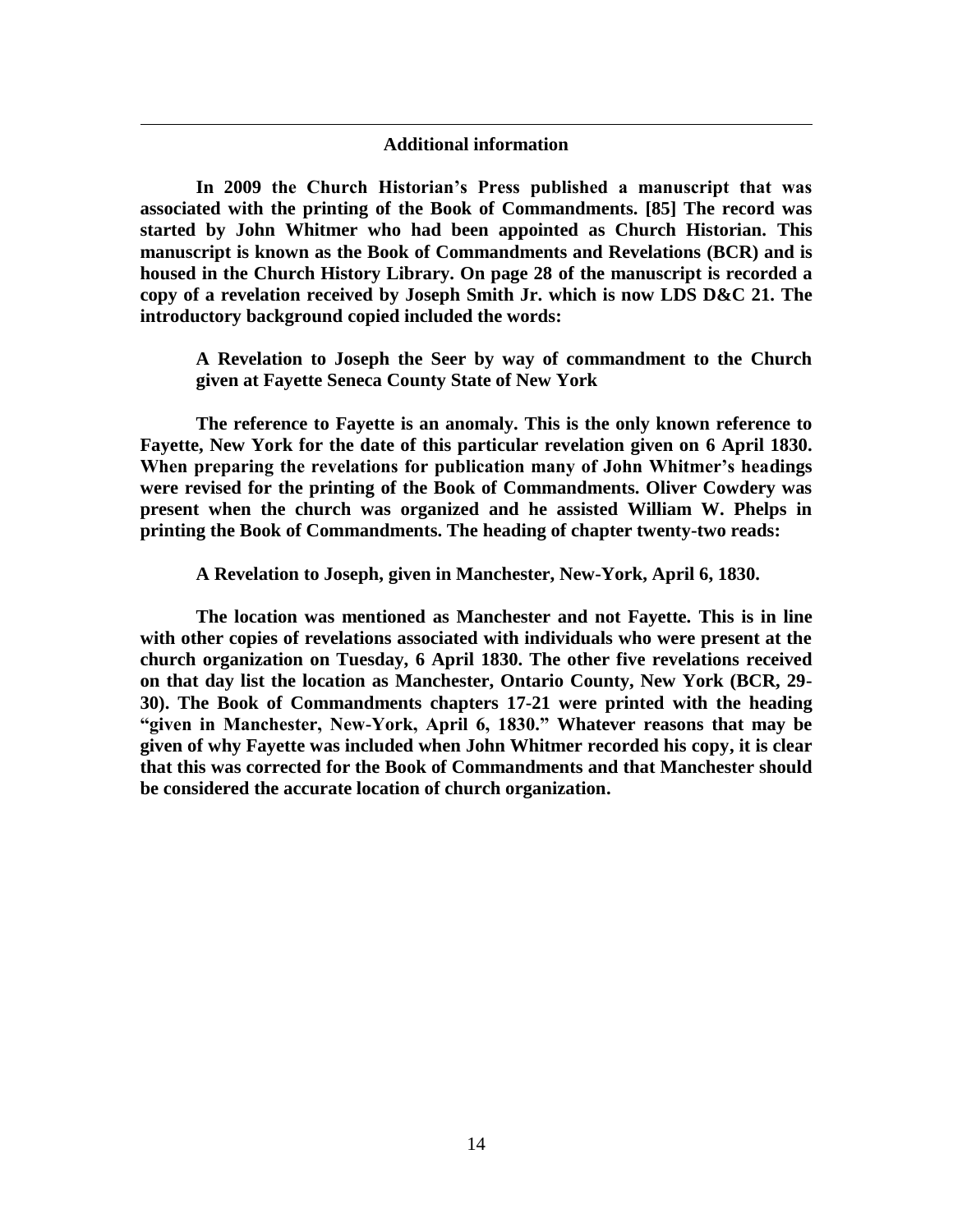## Additional information

**In 2009 the Church Historian's Press published a manuscript that was associated with the printing of the Book of Commandments. [85] The record was started by John Whitmer who had been appointed as Church Historian. This manuscript is known as the Book of Commandments and Revelations (BCR) and is housed in the Church History Library. On page 28 of the manuscript is recorded a copy of a revelation received by Joseph Smith Jr. which is now LDS D&C 21. The introductory background copied included the words:**

> **A Revelation to Joseph the Seer by way of commandment to the Church given at Fayette Seneca County State of New York**

**The reference to Fayette is an anomaly. This is the only known reference to Fayette, New York for the date of this particular revelation given on 6 April 1830. When preparing the revelations for publication many of John Whitmer's headings were revised for the printing of the Book of Commandments. Oliver Cowdery was present when the church was organized and he assisted William W. Phelps in printing the Book of Commandments. The heading of chapter twenty-two reads:**

> **A Revelation to Joseph, given in Manchester, New-York, April 6, 1830.**

**The location was mentioned as Manchester and not Fayette. This is in line with other copies of revelations associated with individuals who were present at the church organization on Tuesday, 6 April 1830. The other five revelations received on that day list the location as Manchester, Ontario County, New York (BCR, 29-30). The Book of Commandments chapters 17-21 were printed with the heading "given in Manchester, New-York, April 6, 1830." Whatever reasons that may be given of why Fayette was included when John Whitmer recorded his copy, it is clear that this was corrected for the Book of Commandments and that Manchester should be considered the accurate location of church organization.**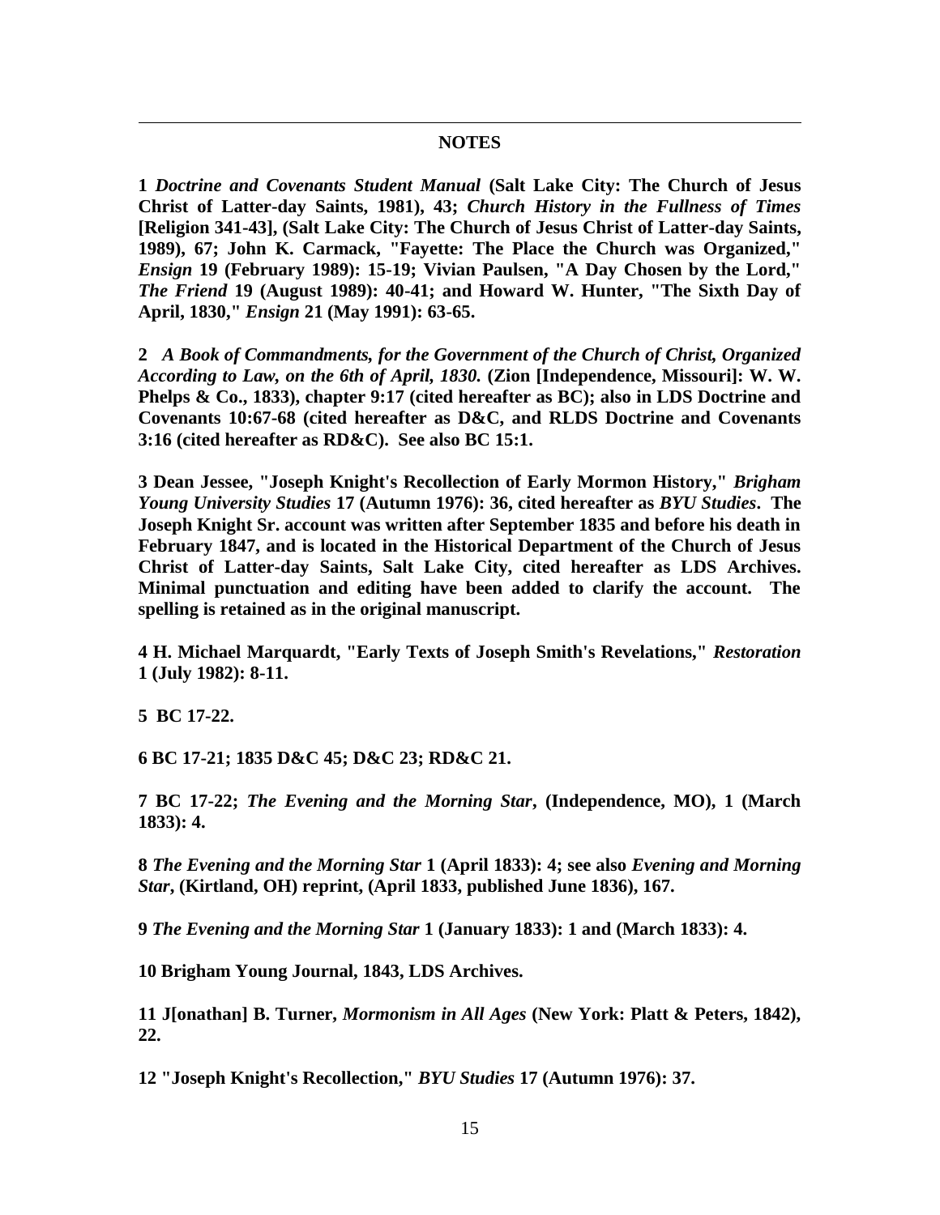## NOTES

**1** ***Doctrine and Covenants Student Manual*** **(Salt Lake City: The Church of Jesus Christ of Latter-day Saints, 1981), 43;** ***Church History in the Fullness of Times*** **[Religion 341-43], (Salt Lake City: The Church of Jesus Christ of Latter-day Saints, 1989), 67; John K. Carmack, "Fayette: The Place the Church was Organized,"** ***Ensign*** **19 (February 1989): 15-19; Vivian Paulsen, "A Day Chosen by the Lord,"** ***The Friend*** **19 (August 1989): 40-41; and Howard W. Hunter, "The Sixth Day of April, 1830,"** ***Ensign*** **21 (May 1991): 63-65.**

**2** ***A Book of Commandments, for the Government of the Church of Christ, Organized According to Law, on the 6th of April, 1830.*** **(Zion [Independence, Missouri]: W. W. Phelps & Co., 1833), chapter 9:17 (cited hereafter as BC); also in LDS Doctrine and Covenants 10:67-68 (cited hereafter as D&C, and RLDS Doctrine and Covenants 3:16 (cited hereafter as RD&C). See also BC 15:1.**

**3 Dean Jessee, "Joseph Knight's Recollection of Early Mormon History,"** ***Brigham Young University Studies*** **17 (Autumn 1976): 36, cited hereafter as** ***BYU Studies*****. The Joseph Knight Sr. account was written after September 1835 and before his death in February 1847, and is located in the Historical Department of the Church of Jesus Christ of Latter-day Saints, Salt Lake City, cited hereafter as LDS Archives. Minimal punctuation and editing have been added to clarify the account. The spelling is retained as in the original manuscript.**

**4 H. Michael Marquardt, "Early Texts of Joseph Smith's Revelations,"** ***Restoration*** **1 (July 1982): 8-11.**

**5 BC 17-22.**

**6 BC 17-21; 1835 D&C 45; D&C 23; RD&C 21.**

**7 BC 17-22;** ***The Evening and the Morning Star*****, (Independence, MO), 1 (March 1833): 4.**

**8** ***The Evening and the Morning Star*** **1 (April 1833): 4; see also** ***Evening and Morning Star*****, (Kirtland, OH) reprint, (April 1833, published June 1836), 167.**

**9** ***The Evening and the Morning Star*** **1 (January 1833): 1 and (March 1833): 4.**

**10 Brigham Young Journal, 1843, LDS Archives.**

**11 J[onathan] B. Turner,** ***Mormonism in All Ages*** **(New York: Platt & Peters, 1842), 22.**

**12 "Joseph Knight's Recollection,"** ***BYU Studies*** **17 (Autumn 1976): 37.**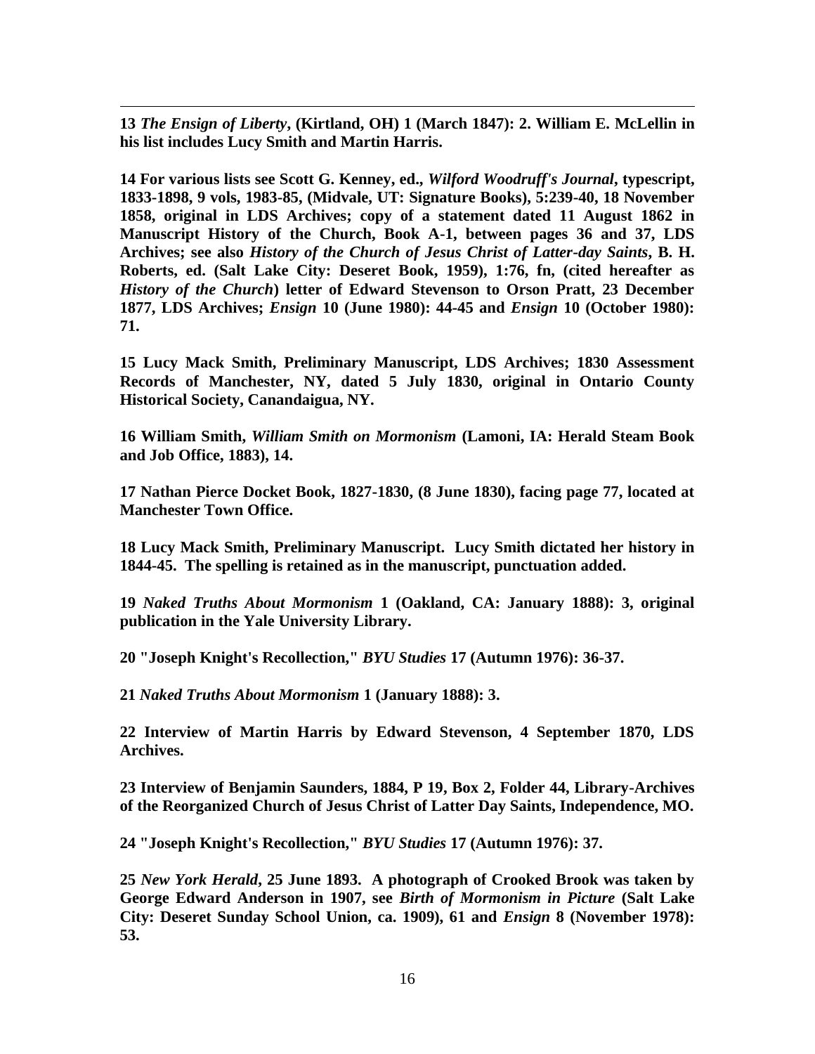**13** ***The Ensign of Liberty*, (Kirtland, OH) 1 (March 1847): 2. William E. McLellin in his list includes Lucy Smith and Martin Harris.**

**14 For various lists see Scott G. Kenney, ed., *Wilford Woodruff's Journal*, typescript, 1833-1898, 9 vols, 1983-85, (Midvale, UT: Signature Books), 5:239-40, 18 November 1858, original in LDS Archives; copy of a statement dated 11 August 1862 in Manuscript History of the Church, Book A-1, between pages 36 and 37, LDS Archives; see also *History of the Church of Jesus Christ of Latter-day Saints*, B. H. Roberts, ed. (Salt Lake City: Deseret Book, 1959), 1:76, fn, (cited hereafter as *History of the Church*) letter of Edward Stevenson to Orson Pratt, 23 December 1877, LDS Archives; *Ensign* 10 (June 1980): 44-45 and *Ensign* 10 (October 1980): 71.**

**15 Lucy Mack Smith, Preliminary Manuscript, LDS Archives; 1830 Assessment Records of Manchester, NY, dated 5 July 1830, original in Ontario County Historical Society, Canandaigua, NY.**

**16 William Smith, *William Smith on Mormonism* (Lamoni, IA: Herald Steam Book and Job Office, 1883), 14.**

**17 Nathan Pierce Docket Book, 1827-1830, (8 June 1830), facing page 77, located at Manchester Town Office.**

**18 Lucy Mack Smith, Preliminary Manuscript. Lucy Smith dictated her history in 1844-45. The spelling is retained as in the manuscript, punctuation added.**

**19** ***Naked Truths About Mormonism* 1 (Oakland, CA: January 1888): 3, original publication in the Yale University Library.**

**20 "Joseph Knight's Recollection," *BYU Studies* 17 (Autumn 1976): 36-37.**

**21** ***Naked Truths About Mormonism* 1 (January 1888): 3.**

**22 Interview of Martin Harris by Edward Stevenson, 4 September 1870, LDS Archives.**

**23 Interview of Benjamin Saunders, 1884, P 19, Box 2, Folder 44, Library-Archives of the Reorganized Church of Jesus Christ of Latter Day Saints, Independence, MO.**

**24 "Joseph Knight's Recollection," *BYU Studies* 17 (Autumn 1976): 37.**

**25** ***New York Herald*, 25 June 1893. A photograph of Crooked Brook was taken by George Edward Anderson in 1907, see *Birth of Mormonism in Picture* (Salt Lake City: Deseret Sunday School Union, ca. 1909), 61 and *Ensign* 8 (November 1978): 53.**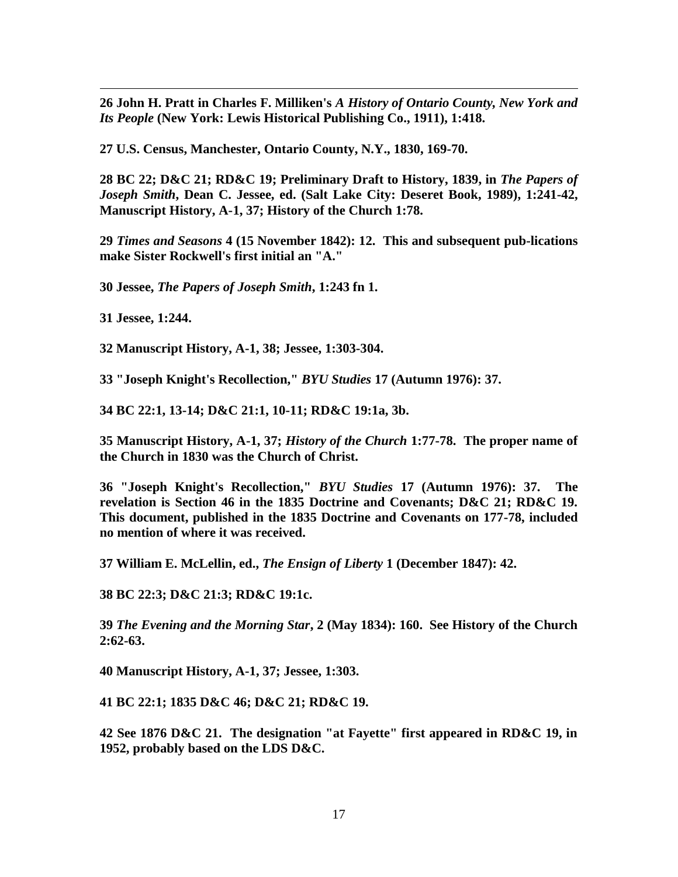**26 John H. Pratt in Charles F. Milliken's *A History of Ontario County, New York and Its People* (New York: Lewis Historical Publishing Co., 1911), 1:418.**

**27 U.S. Census, Manchester, Ontario County, N.Y., 1830, 169-70.**

**28 BC 22; D&C 21; RD&C 19; Preliminary Draft to History, 1839, in *The Papers of Joseph Smith*, Dean C. Jessee, ed. (Salt Lake City: Deseret Book, 1989), 1:241-42, Manuscript History, A-1, 37; History of the Church 1:78.**

**29 *Times and Seasons* 4 (15 November 1842): 12. This and subsequent pub-lications make Sister Rockwell's first initial an "A."**

**30 Jessee, *The Papers of Joseph Smith*, 1:243 fn 1.**

**31 Jessee, 1:244.**

**32 Manuscript History, A-1, 38; Jessee, 1:303-304.**

**33 "Joseph Knight's Recollection," *BYU Studies* 17 (Autumn 1976): 37.**

**34 BC 22:1, 13-14; D&C 21:1, 10-11; RD&C 19:1a, 3b.**

**35 Manuscript History, A-1, 37; *History of the Church* 1:77-78. The proper name of the Church in 1830 was the Church of Christ.**

**36 "Joseph Knight's Recollection," *BYU Studies* 17 (Autumn 1976): 37. The revelation is Section 46 in the 1835 Doctrine and Covenants; D&C 21; RD&C 19. This document, published in the 1835 Doctrine and Covenants on 177-78, included no mention of where it was received.**

**37 William E. McLellin, ed., *The Ensign of Liberty* 1 (December 1847): 42.**

**38 BC 22:3; D&C 21:3; RD&C 19:1c.**

**39 *The Evening and the Morning Star*, 2 (May 1834): 160. See History of the Church 2:62-63.**

**40 Manuscript History, A-1, 37; Jessee, 1:303.**

**41 BC 22:1; 1835 D&C 46; D&C 21; RD&C 19.**

**42 See 1876 D&C 21. The designation "at Fayette" first appeared in RD&C 19, in 1952, probably based on the LDS D&C.**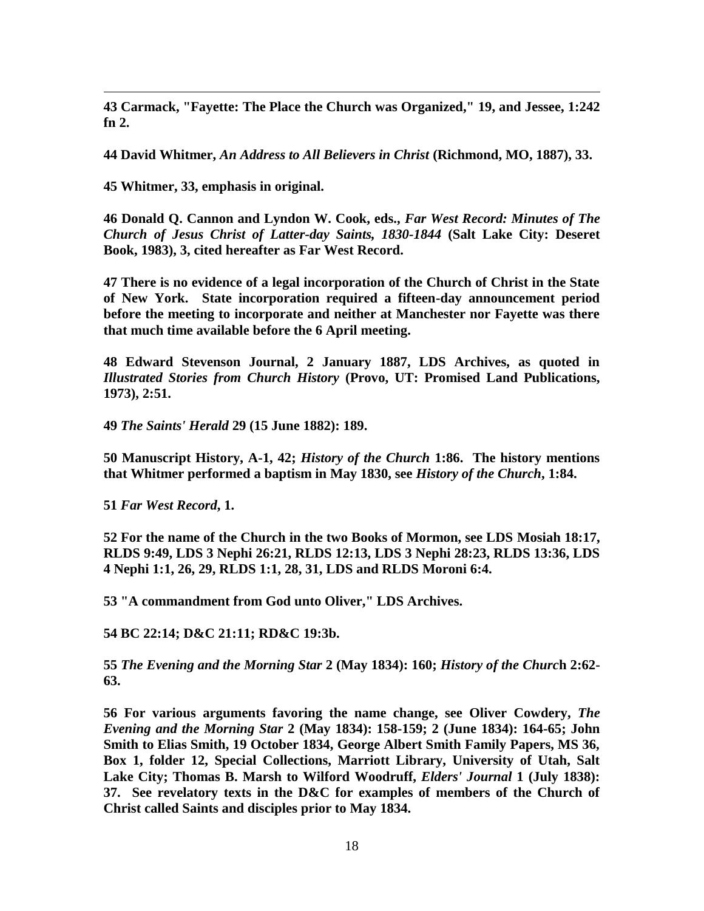**43 Carmack, "Fayette: The Place the Church was Organized," 19, and Jessee, 1:242 fn 2.**

**44 David Whitmer, *An Address to All Believers in Christ* (Richmond, MO, 1887), 33.**

**45 Whitmer, 33, emphasis in original.**

**46 Donald Q. Cannon and Lyndon W. Cook, eds., *Far West Record: Minutes of The Church of Jesus Christ of Latter-day Saints, 1830-1844* (Salt Lake City: Deseret Book, 1983), 3, cited hereafter as Far West Record.**

**47 There is no evidence of a legal incorporation of the Church of Christ in the State of New York. State incorporation required a fifteen-day announcement period before the meeting to incorporate and neither at Manchester nor Fayette was there that much time available before the 6 April meeting.**

**48 Edward Stevenson Journal, 2 January 1887, LDS Archives, as quoted in *Illustrated Stories from Church History* (Provo, UT: Promised Land Publications, 1973), 2:51.**

**49 *The Saints' Herald* 29 (15 June 1882): 189.**

**50 Manuscript History, A-1, 42; *History of the Church* 1:86. The history mentions that Whitmer performed a baptism in May 1830, see *History of the Church*, 1:84.**

**51 *Far West Record*, 1.**

**52 For the name of the Church in the two Books of Mormon, see LDS Mosiah 18:17, RLDS 9:49, LDS 3 Nephi 26:21, RLDS 12:13, LDS 3 Nephi 28:23, RLDS 13:36, LDS 4 Nephi 1:1, 26, 29, RLDS 1:1, 28, 31, LDS and RLDS Moroni 6:4.**

**53 "A commandment from God unto Oliver," LDS Archives.**

**54 BC 22:14; D&C 21:11; RD&C 19:3b.**

**55 *The Evening and the Morning Star* 2 (May 1834): 160; *History of the Church* 2:62-63.**

**56 For various arguments favoring the name change, see Oliver Cowdery, *The Evening and the Morning Star* 2 (May 1834): 158-159; 2 (June 1834): 164-65; John Smith to Elias Smith, 19 October 1834, George Albert Smith Family Papers, MS 36, Box 1, folder 12, Special Collections, Marriott Library, University of Utah, Salt Lake City; Thomas B. Marsh to Wilford Woodruff, *Elders' Journal* 1 (July 1838): 37. See revelatory texts in the D&C for examples of members of the Church of Christ called Saints and disciples prior to May 1834.**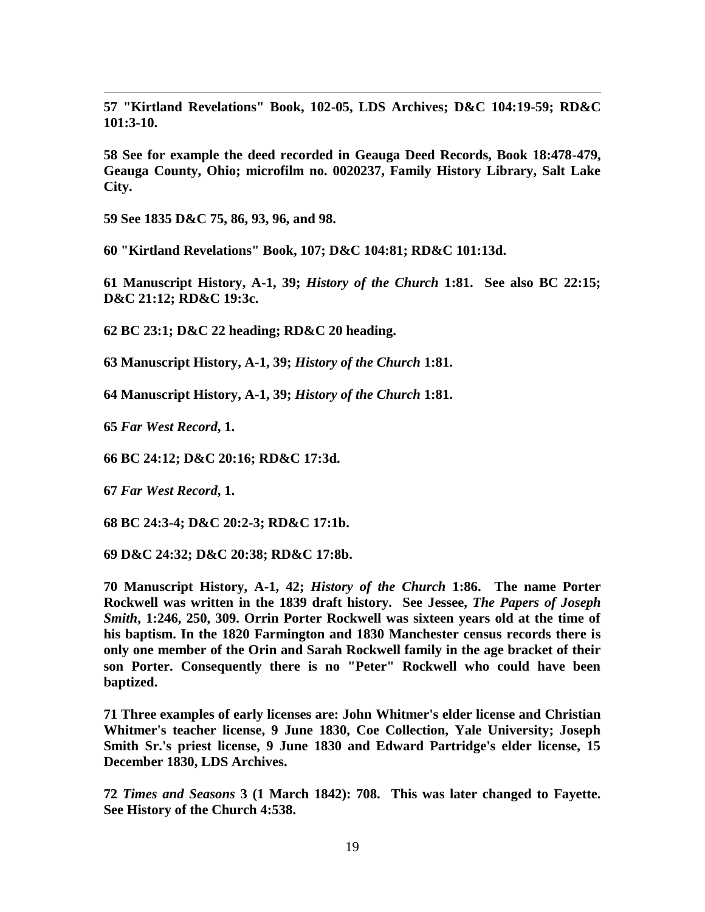**57 "Kirtland Revelations" Book, 102-05, LDS Archives; D&C 104:19-59; RD&C 101:3-10.**

**58 See for example the deed recorded in Geauga Deed Records, Book 18:478-479, Geauga County, Ohio; microfilm no. 0020237, Family History Library, Salt Lake City.**

**59 See 1835 D&C 75, 86, 93, 96, and 98.**

**60 "Kirtland Revelations" Book, 107; D&C 104:81; RD&C 101:13d.**

**61 Manuscript History, A-1, 39; *History of the Church* 1:81. See also BC 22:15; D&C 21:12; RD&C 19:3c.**

**62 BC 23:1; D&C 22 heading; RD&C 20 heading.**

**63 Manuscript History, A-1, 39; *History of the Church* 1:81.**

**64 Manuscript History, A-1, 39; *History of the Church* 1:81.**

**65 *Far West Record*, 1.**

**66 BC 24:12; D&C 20:16; RD&C 17:3d.**

**67 *Far West Record*, 1.**

**68 BC 24:3-4; D&C 20:2-3; RD&C 17:1b.**

**69 D&C 24:32; D&C 20:38; RD&C 17:8b.**

**70 Manuscript History, A-1, 42; *History of the Church* 1:86. The name Porter Rockwell was written in the 1839 draft history. See Jessee, *The Papers of Joseph Smith*, 1:246, 250, 309. Orrin Porter Rockwell was sixteen years old at the time of his baptism. In the 1820 Farmington and 1830 Manchester census records there is only one member of the Orin and Sarah Rockwell family in the age bracket of their son Porter. Consequently there is no "Peter" Rockwell who could have been baptized.**

**71 Three examples of early licenses are: John Whitmer's elder license and Christian Whitmer's teacher license, 9 June 1830, Coe Collection, Yale University; Joseph Smith Sr.'s priest license, 9 June 1830 and Edward Partridge's elder license, 15 December 1830, LDS Archives.**

**72 *Times and Seasons* 3 (1 March 1842): 708. This was later changed to Fayette. See History of the Church 4:538.**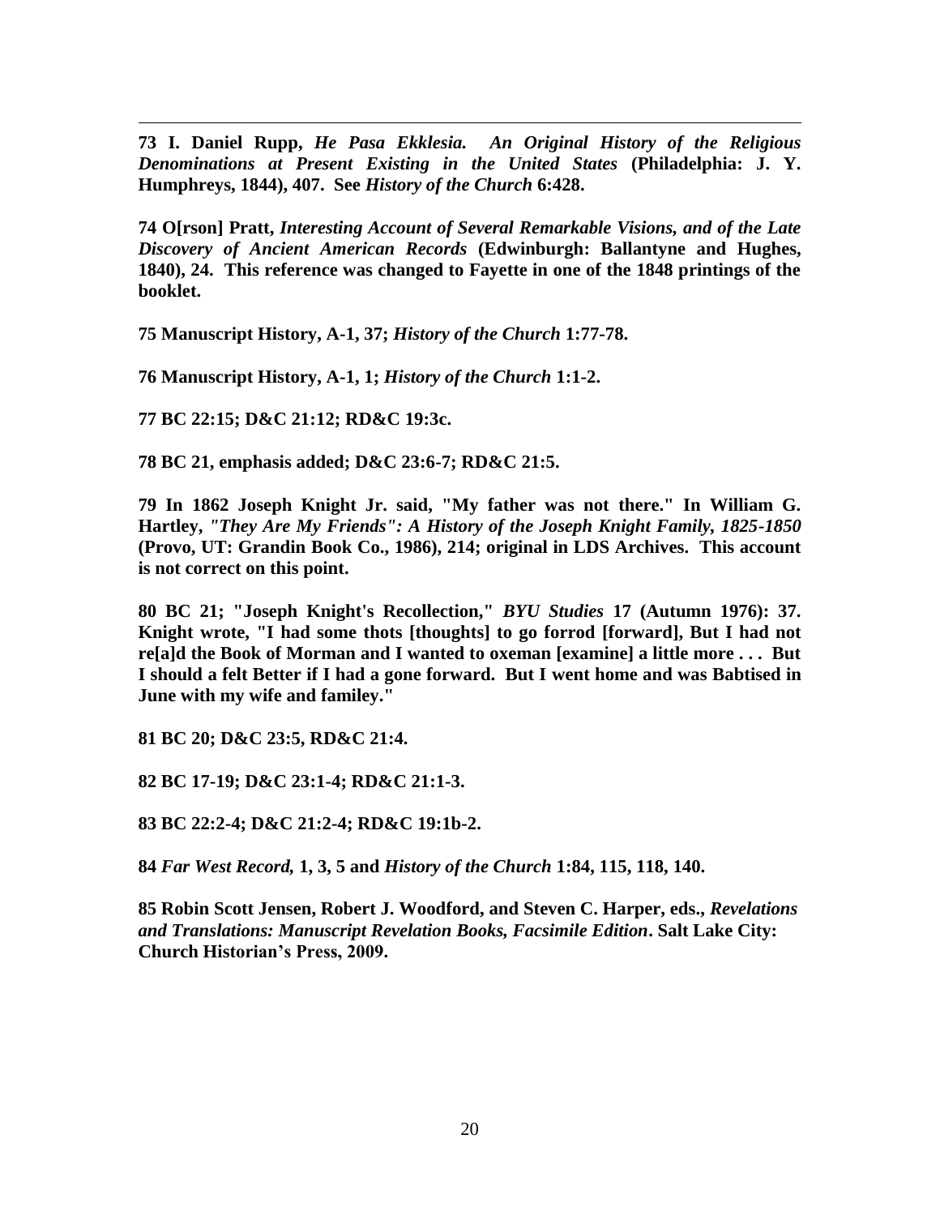**73 I. Daniel Rupp,** ***He Pasa Ekklesia. An Original History of the Religious Denominations at Present Existing in the United States*** **(Philadelphia: J. Y. Humphreys, 1844), 407. See** ***History of the Church*** **6:428.**

**74 O[rson] Pratt,** ***Interesting Account of Several Remarkable Visions, and of the Late Discovery of Ancient American Records*** **(Edwinburgh: Ballantyne and Hughes, 1840), 24. This reference was changed to Fayette in one of the 1848 printings of the booklet.**

**75 Manuscript History, A-1, 37;** ***History of the Church*** **1:77-78.**

**76 Manuscript History, A-1, 1;** ***History of the Church*** **1:1-2.**

**77 BC 22:15; D&C 21:12; RD&C 19:3c.**

**78 BC 21, emphasis added; D&C 23:6-7; RD&C 21:5.**

**79 In 1862 Joseph Knight Jr. said, "My father was not there." In William G. Hartley,** ***"They Are My Friends": A History of the Joseph Knight Family, 1825-1850*** **(Provo, UT: Grandin Book Co., 1986), 214; original in LDS Archives. This account is not correct on this point.**

**80 BC 21; "Joseph Knight's Recollection,"** ***BYU Studies*** **17 (Autumn 1976): 37. Knight wrote, "I had some thots [thoughts] to go forrod [forward], But I had not re[a]d the Book of Morman and I wanted to oxeman [examine] a little more . . . But I should a felt Better if I had a gone forward. But I went home and was Babtised in June with my wife and familey."**

**81 BC 20; D&C 23:5, RD&C 21:4.**

**82 BC 17-19; D&C 23:1-4; RD&C 21:1-3.**

**83 BC 22:2-4; D&C 21:2-4; RD&C 19:1b-2.**

**84** ***Far West Record,*** **1, 3, 5 and** ***History of the Church*** **1:84, 115, 118, 140.**

**85 Robin Scott Jensen, Robert J. Woodford, and Steven C. Harper, eds.,** ***Revelations and Translations: Manuscript Revelation Books, Facsimile Edition*****. Salt Lake City: Church Historian's Press, 2009.**